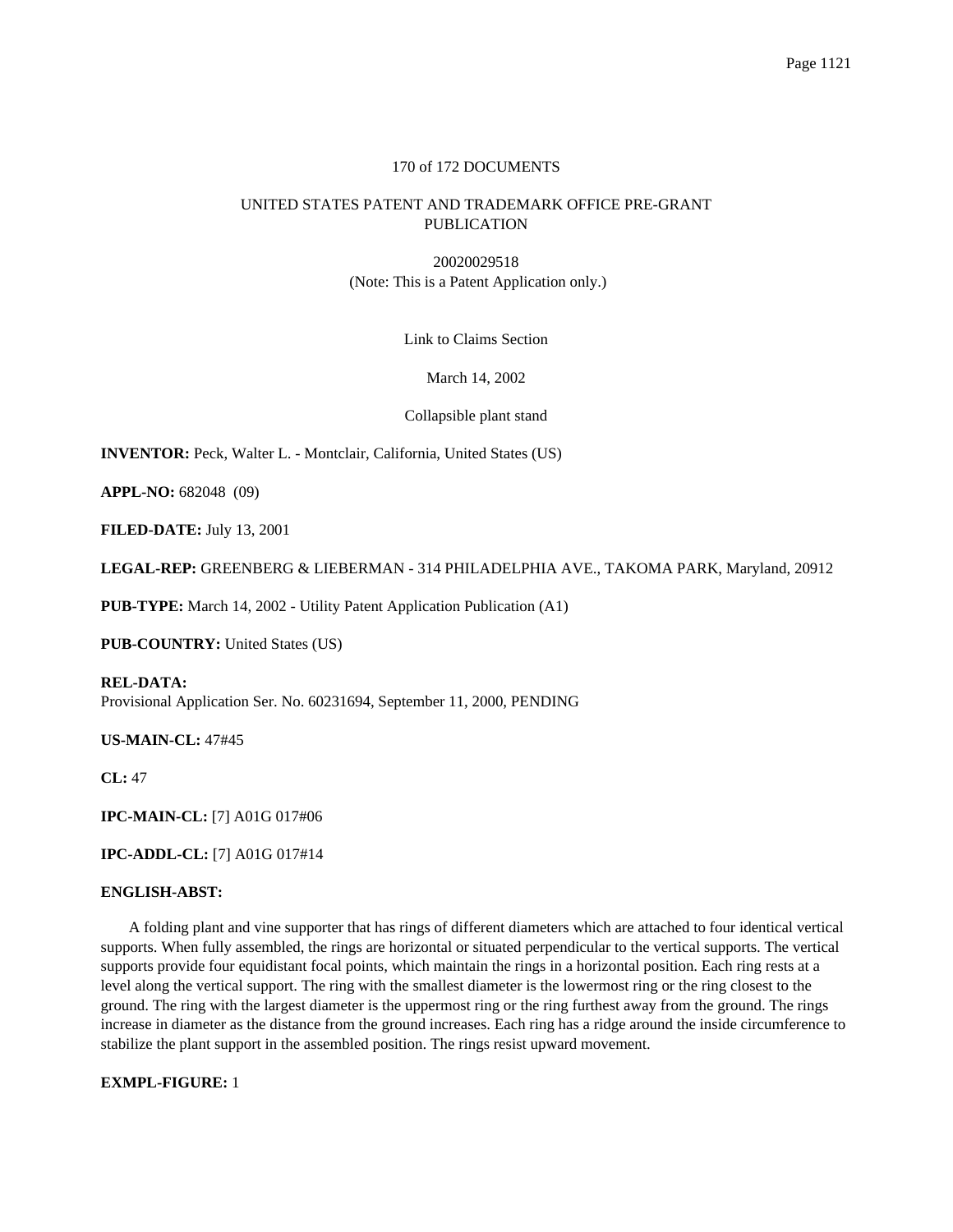170 of 172 DOCUMENTS

UNITED STATES PATENT AND TRADEMARK OFFICE PRE-GRANT PUBLICATION

20020029518
(Note: This is a Patent Application only.)

Link to Claims Section

March 14, 2002

Collapsible plant stand

**INVENTOR:** Peck, Walter L. - Montclair, California, United States (US)

**APPL-NO:** 682048 (09)

**FILED-DATE:** July 13, 2001

**LEGAL-REP:** GREENBERG & LIEBERMAN - 314 PHILADELPHIA AVE., TAKOMA PARK, Maryland, 20912

**PUB-TYPE:** March 14, 2002 - Utility Patent Application Publication (A1)

**PUB-COUNTRY:** United States (US)

**REL-DATA:**
Provisional Application Ser. No. 60231694, September 11, 2000, PENDING

**US-MAIN-CL:** 47#45

**CL:** 47

**IPC-MAIN-CL:** [7] A01G 017#06

**IPC-ADDL-CL:** [7] A01G 017#14

**ENGLISH-ABST:**

A folding plant and vine supporter that has rings of different diameters which are attached to four identical vertical supports. When fully assembled, the rings are horizontal or situated perpendicular to the vertical supports. The vertical supports provide four equidistant focal points, which maintain the rings in a horizontal position. Each ring rests at a level along the vertical support. The ring with the smallest diameter is the lowermost ring or the ring closest to the ground. The ring with the largest diameter is the uppermost ring or the ring furthest away from the ground. The rings increase in diameter as the distance from the ground increases. Each ring has a ridge around the inside circumference to stabilize the plant support in the assembled position. The rings resist upward movement.

**EXMPL-FIGURE:** 1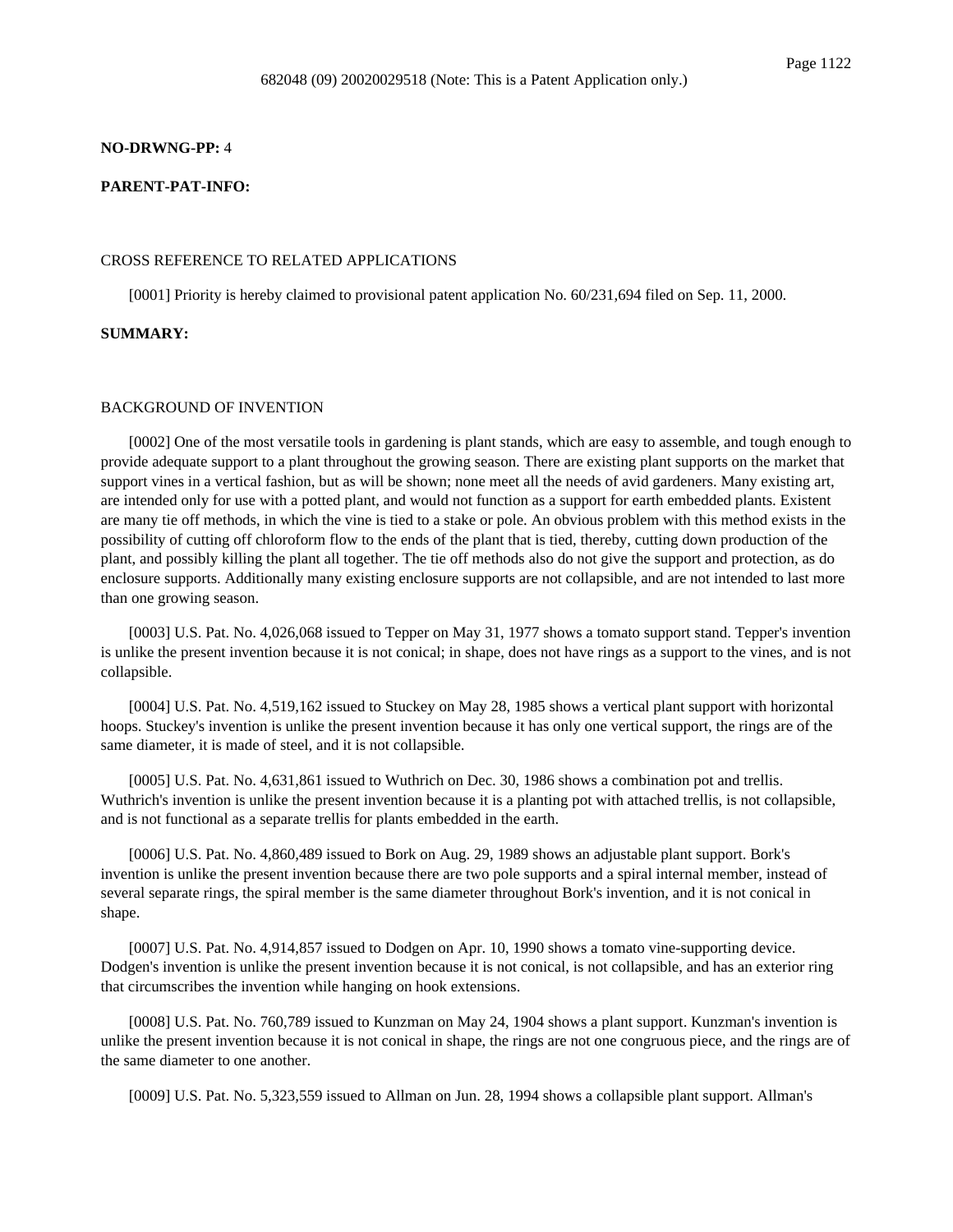**NO-DRWNG-PP:** 4

**PARENT-PAT-INFO:**

CROSS REFERENCE TO RELATED APPLICATIONS

[0001] Priority is hereby claimed to provisional patent application No. 60/231,694 filed on Sep. 11, 2000.

**SUMMARY:**

BACKGROUND OF INVENTION

[0002] One of the most versatile tools in gardening is plant stands, which are easy to assemble, and tough enough to provide adequate support to a plant throughout the growing season. There are existing plant supports on the market that support vines in a vertical fashion, but as will be shown; none meet all the needs of avid gardeners. Many existing art, are intended only for use with a potted plant, and would not function as a support for earth embedded plants. Existent are many tie off methods, in which the vine is tied to a stake or pole. An obvious problem with this method exists in the possibility of cutting off chloroform flow to the ends of the plant that is tied, thereby, cutting down production of the plant, and possibly killing the plant all together. The tie off methods also do not give the support and protection, as do enclosure supports. Additionally many existing enclosure supports are not collapsible, and are not intended to last more than one growing season.

[0003] U.S. Pat. No. 4,026,068 issued to Tepper on May 31, 1977 shows a tomato support stand. Tepper's invention is unlike the present invention because it is not conical; in shape, does not have rings as a support to the vines, and is not collapsible.

[0004] U.S. Pat. No. 4,519,162 issued to Stuckey on May 28, 1985 shows a vertical plant support with horizontal hoops. Stuckey's invention is unlike the present invention because it has only one vertical support, the rings are of the same diameter, it is made of steel, and it is not collapsible.

[0005] U.S. Pat. No. 4,631,861 issued to Wuthrich on Dec. 30, 1986 shows a combination pot and trellis. Wuthrich's invention is unlike the present invention because it is a planting pot with attached trellis, is not collapsible, and is not functional as a separate trellis for plants embedded in the earth.

[0006] U.S. Pat. No. 4,860,489 issued to Bork on Aug. 29, 1989 shows an adjustable plant support. Bork's invention is unlike the present invention because there are two pole supports and a spiral internal member, instead of several separate rings, the spiral member is the same diameter throughout Bork's invention, and it is not conical in shape.

[0007] U.S. Pat. No. 4,914,857 issued to Dodgen on Apr. 10, 1990 shows a tomato vine-supporting device. Dodgen's invention is unlike the present invention because it is not conical, is not collapsible, and has an exterior ring that circumscribes the invention while hanging on hook extensions.

[0008] U.S. Pat. No. 760,789 issued to Kunzman on May 24, 1904 shows a plant support. Kunzman's invention is unlike the present invention because it is not conical in shape, the rings are not one congruous piece, and the rings are of the same diameter to one another.

[0009] U.S. Pat. No. 5,323,559 issued to Allman on Jun. 28, 1994 shows a collapsible plant support. Allman's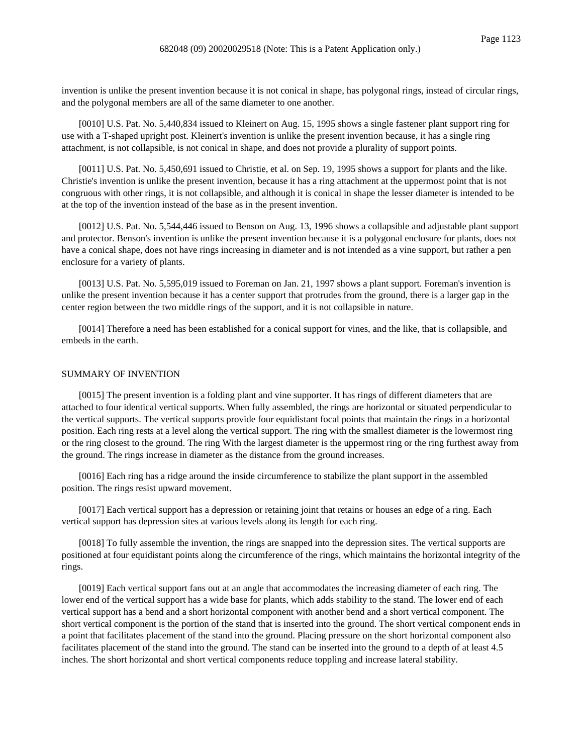invention is unlike the present invention because it is not conical in shape, has polygonal rings, instead of circular rings, and the polygonal members are all of the same diameter to one another.

[0010] U.S. Pat. No. 5,440,834 issued to Kleinert on Aug. 15, 1995 shows a single fastener plant support ring for use with a T-shaped upright post. Kleinert's invention is unlike the present invention because, it has a single ring attachment, is not collapsible, is not conical in shape, and does not provide a plurality of support points.

[0011] U.S. Pat. No. 5,450,691 issued to Christie, et al. on Sep. 19, 1995 shows a support for plants and the like. Christie's invention is unlike the present invention, because it has a ring attachment at the uppermost point that is not congruous with other rings, it is not collapsible, and although it is conical in shape the lesser diameter is intended to be at the top of the invention instead of the base as in the present invention.

[0012] U.S. Pat. No. 5,544,446 issued to Benson on Aug. 13, 1996 shows a collapsible and adjustable plant support and protector. Benson's invention is unlike the present invention because it is a polygonal enclosure for plants, does not have a conical shape, does not have rings increasing in diameter and is not intended as a vine support, but rather a pen enclosure for a variety of plants.

[0013] U.S. Pat. No. 5,595,019 issued to Foreman on Jan. 21, 1997 shows a plant support. Foreman's invention is unlike the present invention because it has a center support that protrudes from the ground, there is a larger gap in the center region between the two middle rings of the support, and it is not collapsible in nature.

[0014] Therefore a need has been established for a conical support for vines, and the like, that is collapsible, and embeds in the earth.

## SUMMARY OF INVENTION

[0015] The present invention is a folding plant and vine supporter. It has rings of different diameters that are attached to four identical vertical supports. When fully assembled, the rings are horizontal or situated perpendicular to the vertical supports. The vertical supports provide four equidistant focal points that maintain the rings in a horizontal position. Each ring rests at a level along the vertical support. The ring with the smallest diameter is the lowermost ring or the ring closest to the ground. The ring With the largest diameter is the uppermost ring or the ring furthest away from the ground. The rings increase in diameter as the distance from the ground increases.

[0016] Each ring has a ridge around the inside circumference to stabilize the plant support in the assembled position. The rings resist upward movement.

[0017] Each vertical support has a depression or retaining joint that retains or houses an edge of a ring. Each vertical support has depression sites at various levels along its length for each ring.

[0018] To fully assemble the invention, the rings are snapped into the depression sites. The vertical supports are positioned at four equidistant points along the circumference of the rings, which maintains the horizontal integrity of the rings.

[0019] Each vertical support fans out at an angle that accommodates the increasing diameter of each ring. The lower end of the vertical support has a wide base for plants, which adds stability to the stand. The lower end of each vertical support has a bend and a short horizontal component with another bend and a short vertical component. The short vertical component is the portion of the stand that is inserted into the ground. The short vertical component ends in a point that facilitates placement of the stand into the ground. Placing pressure on the short horizontal component also facilitates placement of the stand into the ground. The stand can be inserted into the ground to a depth of at least 4.5 inches. The short horizontal and short vertical components reduce toppling and increase lateral stability.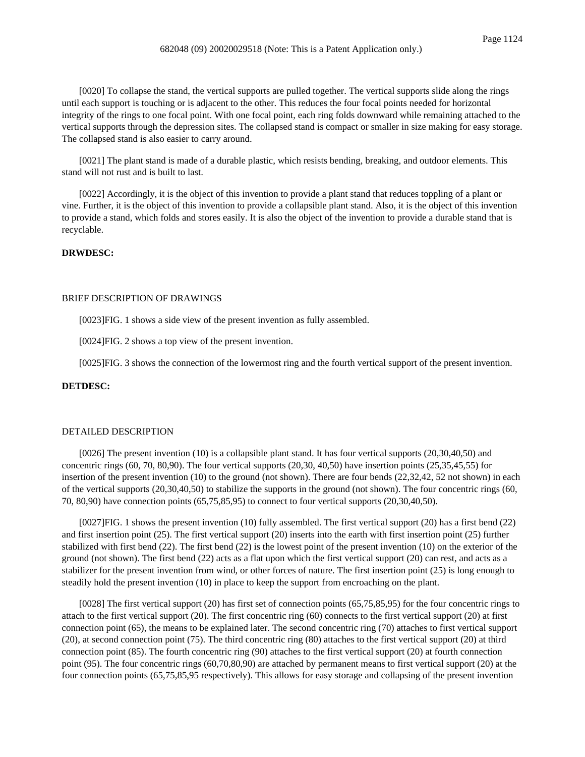[0020] To collapse the stand, the vertical supports are pulled together. The vertical supports slide along the rings until each support is touching or is adjacent to the other. This reduces the four focal points needed for horizontal integrity of the rings to one focal point. With one focal point, each ring folds downward while remaining attached to the vertical supports through the depression sites. The collapsed stand is compact or smaller in size making for easy storage. The collapsed stand is also easier to carry around.

[0021] The plant stand is made of a durable plastic, which resists bending, breaking, and outdoor elements. This stand will not rust and is built to last.

[0022] Accordingly, it is the object of this invention to provide a plant stand that reduces toppling of a plant or vine. Further, it is the object of this invention to provide a collapsible plant stand. Also, it is the object of this invention to provide a stand, which folds and stores easily. It is also the object of the invention to provide a durable stand that is recyclable.

**DRWDESC:**

BRIEF DESCRIPTION OF DRAWINGS

[0023]FIG. 1 shows a side view of the present invention as fully assembled.

[0024]FIG. 2 shows a top view of the present invention.

[0025]FIG. 3 shows the connection of the lowermost ring and the fourth vertical support of the present invention.

**DETDESC:**

DETAILED DESCRIPTION

[0026] The present invention (10) is a collapsible plant stand. It has four vertical supports (20,30,40,50) and concentric rings (60, 70, 80,90). The four vertical supports (20,30, 40,50) have insertion points (25,35,45,55) for insertion of the present invention (10) to the ground (not shown). There are four bends (22,32,42, 52 not shown) in each of the vertical supports (20,30,40,50) to stabilize the supports in the ground (not shown). The four concentric rings (60, 70, 80,90) have connection points (65,75,85,95) to connect to four vertical supports (20,30,40,50).

[0027]FIG. 1 shows the present invention (10) fully assembled. The first vertical support (20) has a first bend (22) and first insertion point (25). The first vertical support (20) inserts into the earth with first insertion point (25) further stabilized with first bend (22). The first bend (22) is the lowest point of the present invention (10) on the exterior of the ground (not shown). The first bend (22) acts as a flat upon which the first vertical support (20) can rest, and acts as a stabilizer for the present invention from wind, or other forces of nature. The first insertion point (25) is long enough to steadily hold the present invention (10) in place to keep the support from encroaching on the plant.

[0028] The first vertical support (20) has first set of connection points (65,75,85,95) for the four concentric rings to attach to the first vertical support (20). The first concentric ring (60) connects to the first vertical support (20) at first connection point (65), the means to be explained later. The second concentric ring (70) attaches to first vertical support (20), at second connection point (75). The third concentric ring (80) attaches to the first vertical support (20) at third connection point (85). The fourth concentric ring (90) attaches to the first vertical support (20) at fourth connection point (95). The four concentric rings (60,70,80,90) are attached by permanent means to first vertical support (20) at the four connection points (65,75,85,95 respectively). This allows for easy storage and collapsing of the present invention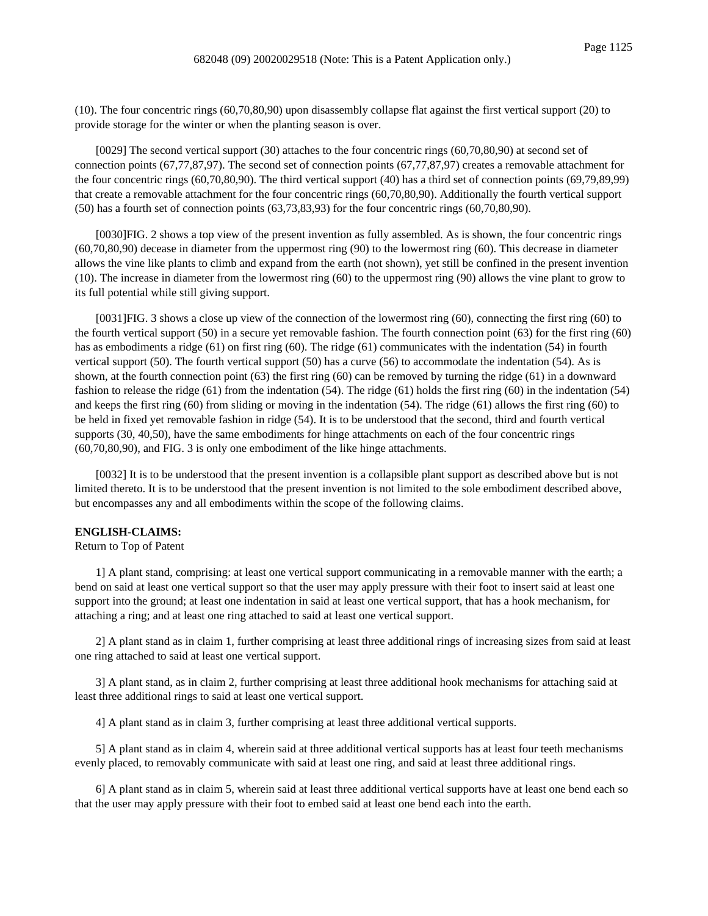(10). The four concentric rings (60,70,80,90) upon disassembly collapse flat against the first vertical support (20) to provide storage for the winter or when the planting season is over.

[0029] The second vertical support (30) attaches to the four concentric rings (60,70,80,90) at second set of connection points (67,77,87,97). The second set of connection points (67,77,87,97) creates a removable attachment for the four concentric rings (60,70,80,90). The third vertical support (40) has a third set of connection points (69,79,89,99) that create a removable attachment for the four concentric rings (60,70,80,90). Additionally the fourth vertical support (50) has a fourth set of connection points (63,73,83,93) for the four concentric rings (60,70,80,90).

[0030]FIG. 2 shows a top view of the present invention as fully assembled. As is shown, the four concentric rings (60,70,80,90) decease in diameter from the uppermost ring (90) to the lowermost ring (60). This decrease in diameter allows the vine like plants to climb and expand from the earth (not shown), yet still be confined in the present invention (10). The increase in diameter from the lowermost ring (60) to the uppermost ring (90) allows the vine plant to grow to its full potential while still giving support.

[0031]FIG. 3 shows a close up view of the connection of the lowermost ring (60), connecting the first ring (60) to the fourth vertical support (50) in a secure yet removable fashion. The fourth connection point (63) for the first ring (60) has as embodiments a ridge (61) on first ring (60). The ridge (61) communicates with the indentation (54) in fourth vertical support (50). The fourth vertical support (50) has a curve (56) to accommodate the indentation (54). As is shown, at the fourth connection point (63) the first ring (60) can be removed by turning the ridge (61) in a downward fashion to release the ridge (61) from the indentation (54). The ridge (61) holds the first ring (60) in the indentation (54) and keeps the first ring (60) from sliding or moving in the indentation (54). The ridge (61) allows the first ring (60) to be held in fixed yet removable fashion in ridge (54). It is to be understood that the second, third and fourth vertical supports (30, 40,50), have the same embodiments for hinge attachments on each of the four concentric rings (60,70,80,90), and FIG. 3 is only one embodiment of the like hinge attachments.

[0032] It is to be understood that the present invention is a collapsible plant support as described above but is not limited thereto. It is to be understood that the present invention is not limited to the sole embodiment described above, but encompasses any and all embodiments within the scope of the following claims.

**ENGLISH-CLAIMS:**

Return to Top of Patent

1] A plant stand, comprising: at least one vertical support communicating in a removable manner with the earth; a bend on said at least one vertical support so that the user may apply pressure with their foot to insert said at least one support into the ground; at least one indentation in said at least one vertical support, that has a hook mechanism, for attaching a ring; and at least one ring attached to said at least one vertical support.

2] A plant stand as in claim 1, further comprising at least three additional rings of increasing sizes from said at least one ring attached to said at least one vertical support.

3] A plant stand, as in claim 2, further comprising at least three additional hook mechanisms for attaching said at least three additional rings to said at least one vertical support.

4] A plant stand as in claim 3, further comprising at least three additional vertical supports.

5] A plant stand as in claim 4, wherein said at three additional vertical supports has at least four teeth mechanisms evenly placed, to removably communicate with said at least one ring, and said at least three additional rings.

6] A plant stand as in claim 5, wherein said at least three additional vertical supports have at least one bend each so that the user may apply pressure with their foot to embed said at least one bend each into the earth.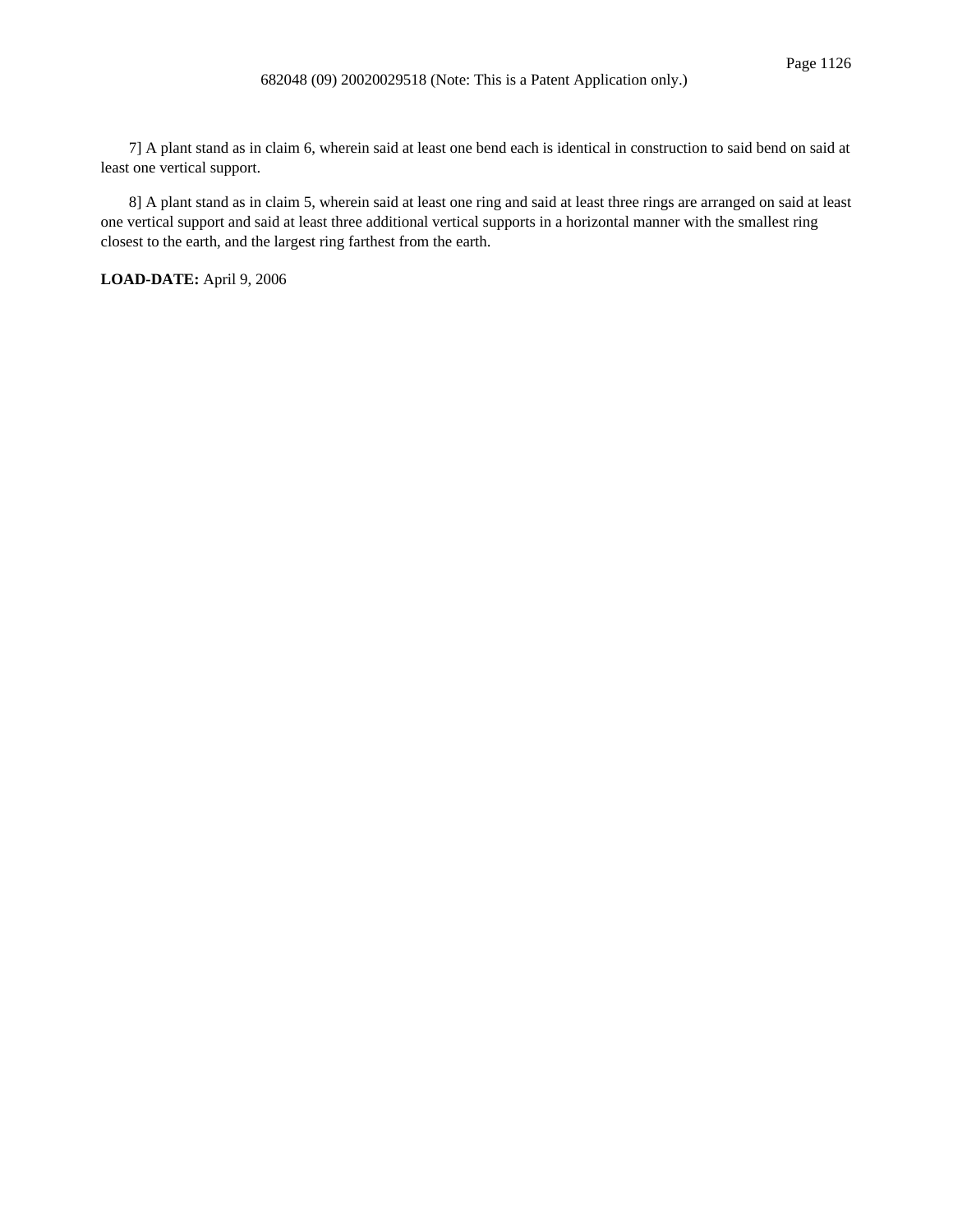7] A plant stand as in claim 6, wherein said at least one bend each is identical in construction to said bend on said at least one vertical support.

8] A plant stand as in claim 5, wherein said at least one ring and said at least three rings are arranged on said at least one vertical support and said at least three additional vertical supports in a horizontal manner with the smallest ring closest to the earth, and the largest ring farthest from the earth.

**LOAD-DATE:** April 9, 2006